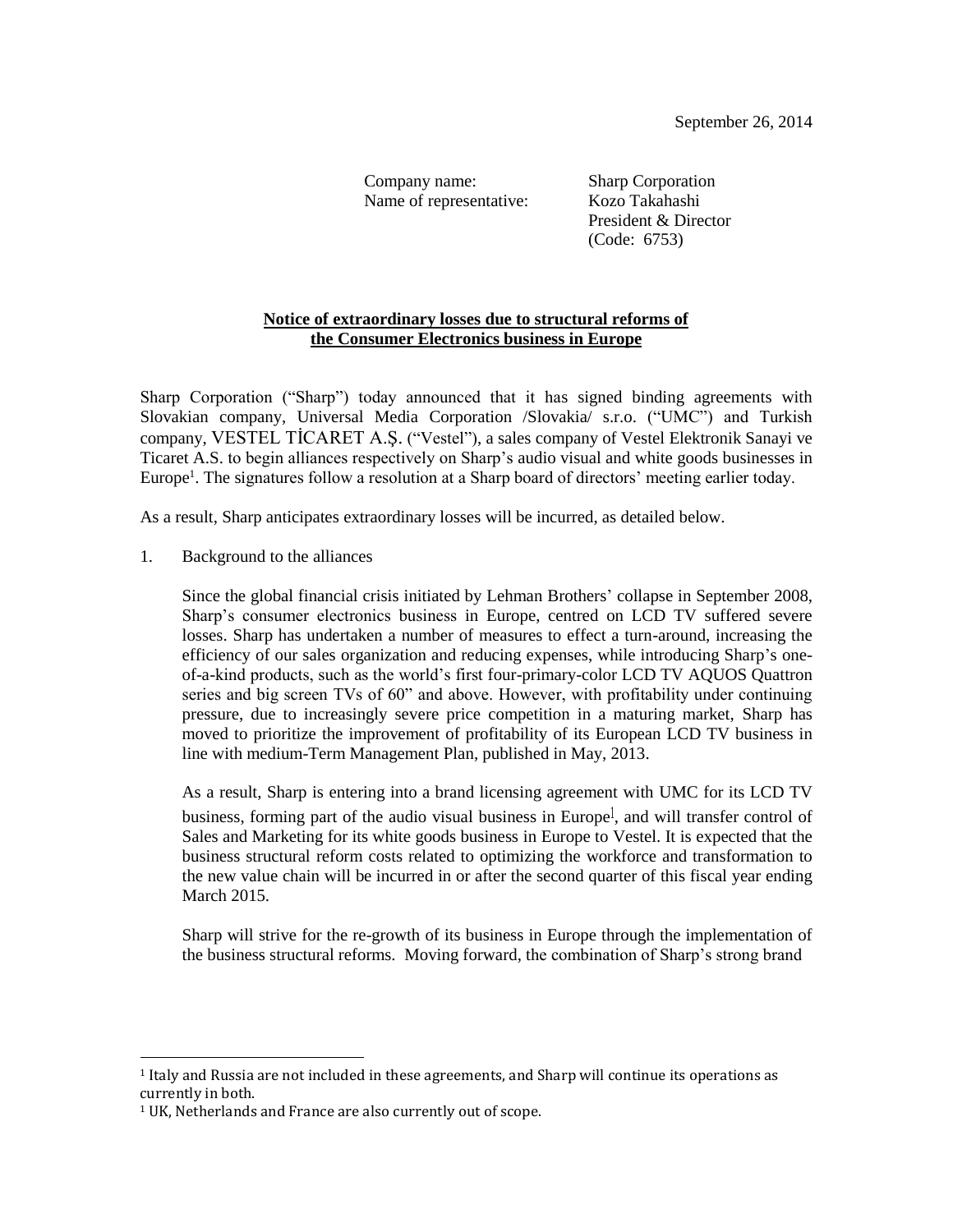September 26, 2014

Company name: Sharp Corporation
Name of representative: Kozo Takahashi
President & Director
(Code: 6753)

**Notice of extraordinary losses due to structural reforms of the Consumer Electronics business in Europe**

Sharp Corporation ("Sharp") today announced that it has signed binding agreements with Slovakian company, Universal Media Corporation /Slovakia/ s.r.o. ("UMC") and Turkish company, VESTEL TİCARET A.Ş. ("Vestel"), a sales company of Vestel Elektronik Sanayi ve Ticaret A.S. to begin alliances respectively on Sharp's audio visual and white goods businesses in Europe[1]. The signatures follow a resolution at a Sharp board of directors' meeting earlier today.

As a result, Sharp anticipates extraordinary losses will be incurred, as detailed below.

1. Background to the alliances

   Since the global financial crisis initiated by Lehman Brothers' collapse in September 2008, Sharp's consumer electronics business in Europe, centred on LCD TV suffered severe losses. Sharp has undertaken a number of measures to effect a turn-around, increasing the efficiency of our sales organization and reducing expenses, while introducing Sharp's one-of-a-kind products, such as the world's first four-primary-color LCD TV AQUOS Quattron series and big screen TVs of 60" and above. However, with profitability under continuing pressure, due to increasingly severe price competition in a maturing market, Sharp has moved to prioritize the improvement of profitability of its European LCD TV business in line with medium-Term Management Plan, published in May, 2013.

   As a result, Sharp is entering into a brand licensing agreement with UMC for its LCD TV business, forming part of the audio visual business in Europe[1], and will transfer control of Sales and Marketing for its white goods business in Europe to Vestel. It is expected that the business structural reform costs related to optimizing the workforce and transformation to the new value chain will be incurred in or after the second quarter of this fiscal year ending March 2015.

   Sharp will strive for the re-growth of its business in Europe through the implementation of the business structural reforms. Moving forward, the combination of Sharp's strong brand

---

[1] Italy and Russia are not included in these agreements, and Sharp will continue its operations as currently in both.

[1] UK, Netherlands and France are also currently out of scope.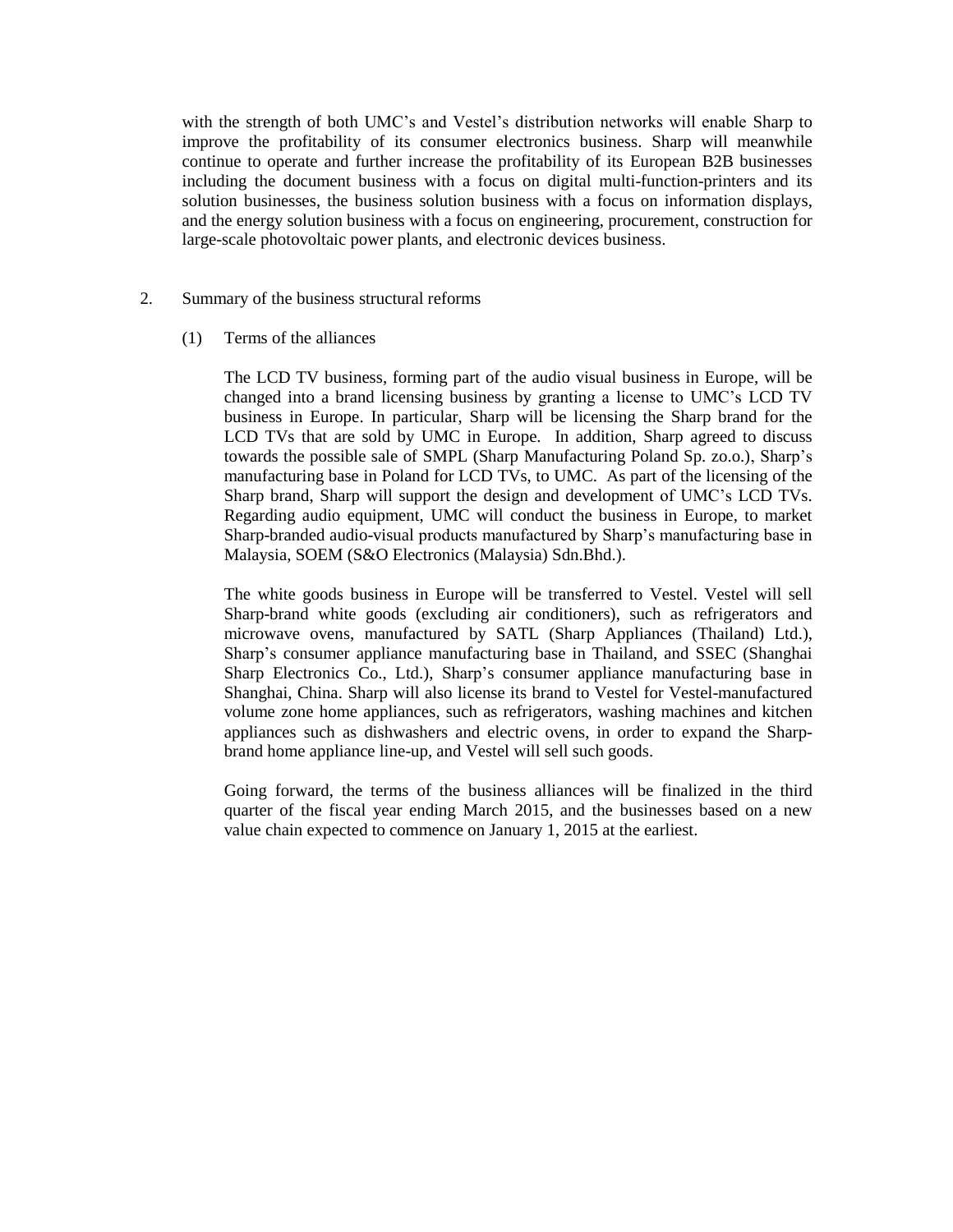with the strength of both UMC's and Vestel's distribution networks will enable Sharp to improve the profitability of its consumer electronics business. Sharp will meanwhile continue to operate and further increase the profitability of its European B2B businesses including the document business with a focus on digital multi-function-printers and its solution businesses, the business solution business with a focus on information displays, and the energy solution business with a focus on engineering, procurement, construction for large-scale photovoltaic power plants, and electronic devices business.

2. Summary of the business structural reforms

(1) Terms of the alliances

The LCD TV business, forming part of the audio visual business in Europe, will be changed into a brand licensing business by granting a license to UMC's LCD TV business in Europe. In particular, Sharp will be licensing the Sharp brand for the LCD TVs that are sold by UMC in Europe. In addition, Sharp agreed to discuss towards the possible sale of SMPL (Sharp Manufacturing Poland Sp. zo.o.), Sharp's manufacturing base in Poland for LCD TVs, to UMC. As part of the licensing of the Sharp brand, Sharp will support the design and development of UMC's LCD TVs. Regarding audio equipment, UMC will conduct the business in Europe, to market Sharp-branded audio-visual products manufactured by Sharp's manufacturing base in Malaysia, SOEM (S&O Electronics (Malaysia) Sdn.Bhd.).

The white goods business in Europe will be transferred to Vestel. Vestel will sell Sharp-brand white goods (excluding air conditioners), such as refrigerators and microwave ovens, manufactured by SATL (Sharp Appliances (Thailand) Ltd.), Sharp's consumer appliance manufacturing base in Thailand, and SSEC (Shanghai Sharp Electronics Co., Ltd.), Sharp's consumer appliance manufacturing base in Shanghai, China. Sharp will also license its brand to Vestel for Vestel-manufactured volume zone home appliances, such as refrigerators, washing machines and kitchen appliances such as dishwashers and electric ovens, in order to expand the Sharp-brand home appliance line-up, and Vestel will sell such goods.

Going forward, the terms of the business alliances will be finalized in the third quarter of the fiscal year ending March 2015, and the businesses based on a new value chain expected to commence on January 1, 2015 at the earliest.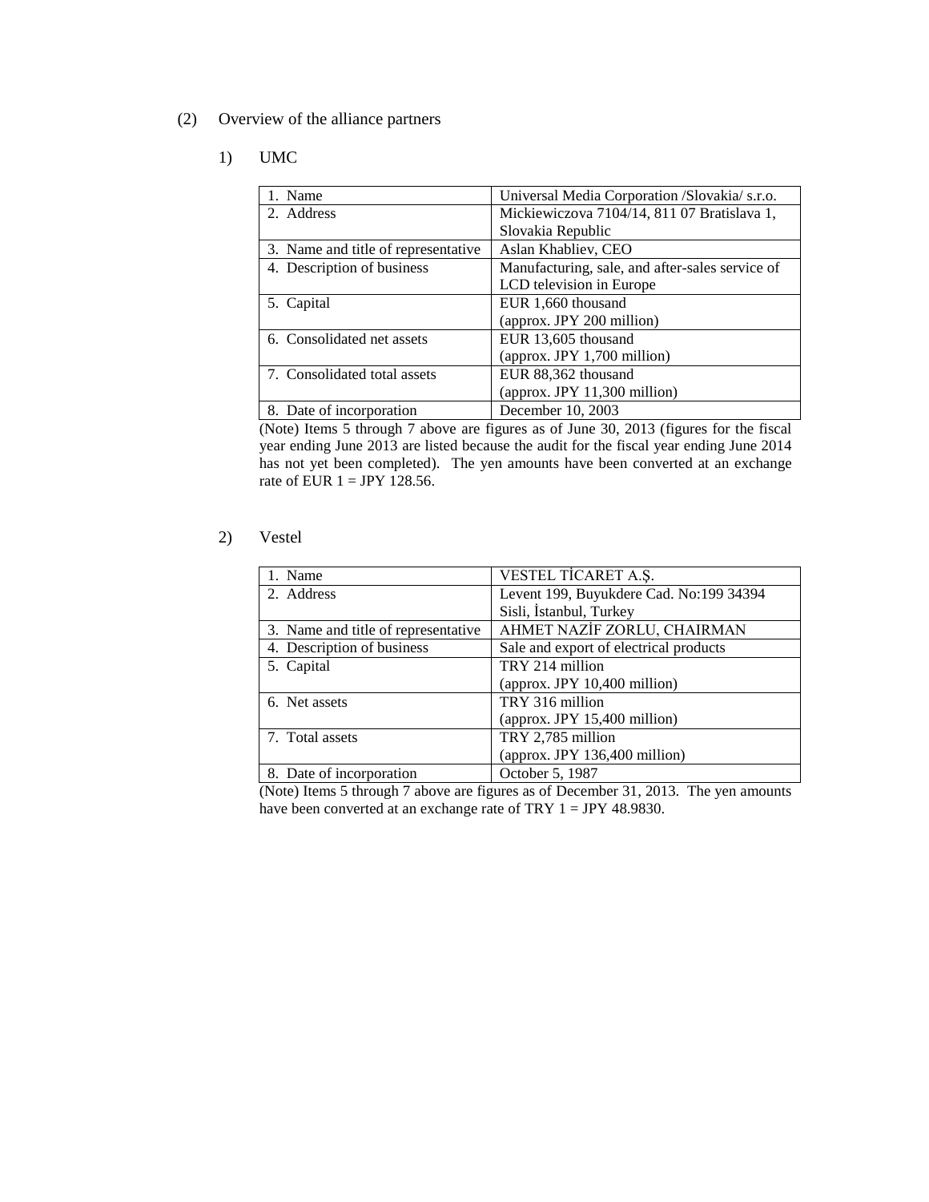(2) Overview of the alliance partners

1) UMC

| | |
|---|---|
| 1. Name | Universal Media Corporation /Slovakia/ s.r.o. |
| 2. Address | Mickiewiczova 7104/14, 811 07 Bratislava 1, Slovakia Republic |
| 3. Name and title of representative | Aslan Khabliev, CEO |
| 4. Description of business | Manufacturing, sale, and after-sales service of LCD television in Europe |
| 5. Capital | EUR 1,660 thousand (approx. JPY 200 million) |
| 6. Consolidated net assets | EUR 13,605 thousand (approx. JPY 1,700 million) |
| 7. Consolidated total assets | EUR 88,362 thousand (approx. JPY 11,300 million) |
| 8. Date of incorporation | December 10, 2003 |

(Note) Items 5 through 7 above are figures as of June 30, 2013 (figures for the fiscal year ending June 2013 are listed because the audit for the fiscal year ending June 2014 has not yet been completed). The yen amounts have been converted at an exchange rate of EUR 1 = JPY 128.56.

2) Vestel

| | |
|---|---|
| 1. Name | VESTEL TİCARET A.Ş. |
| 2. Address | Levent 199, Buyukdere Cad. No:199 34394 Sisli, İstanbul, Turkey |
| 3. Name and title of representative | AHMET NAZİF ZORLU, CHAIRMAN |
| 4. Description of business | Sale and export of electrical products |
| 5. Capital | TRY 214 million (approx. JPY 10,400 million) |
| 6. Net assets | TRY 316 million (approx. JPY 15,400 million) |
| 7. Total assets | TRY 2,785 million (approx. JPY 136,400 million) |
| 8. Date of incorporation | October 5, 1987 |

(Note) Items 5 through 7 above are figures as of December 31, 2013. The yen amounts have been converted at an exchange rate of TRY 1 = JPY 48.9830.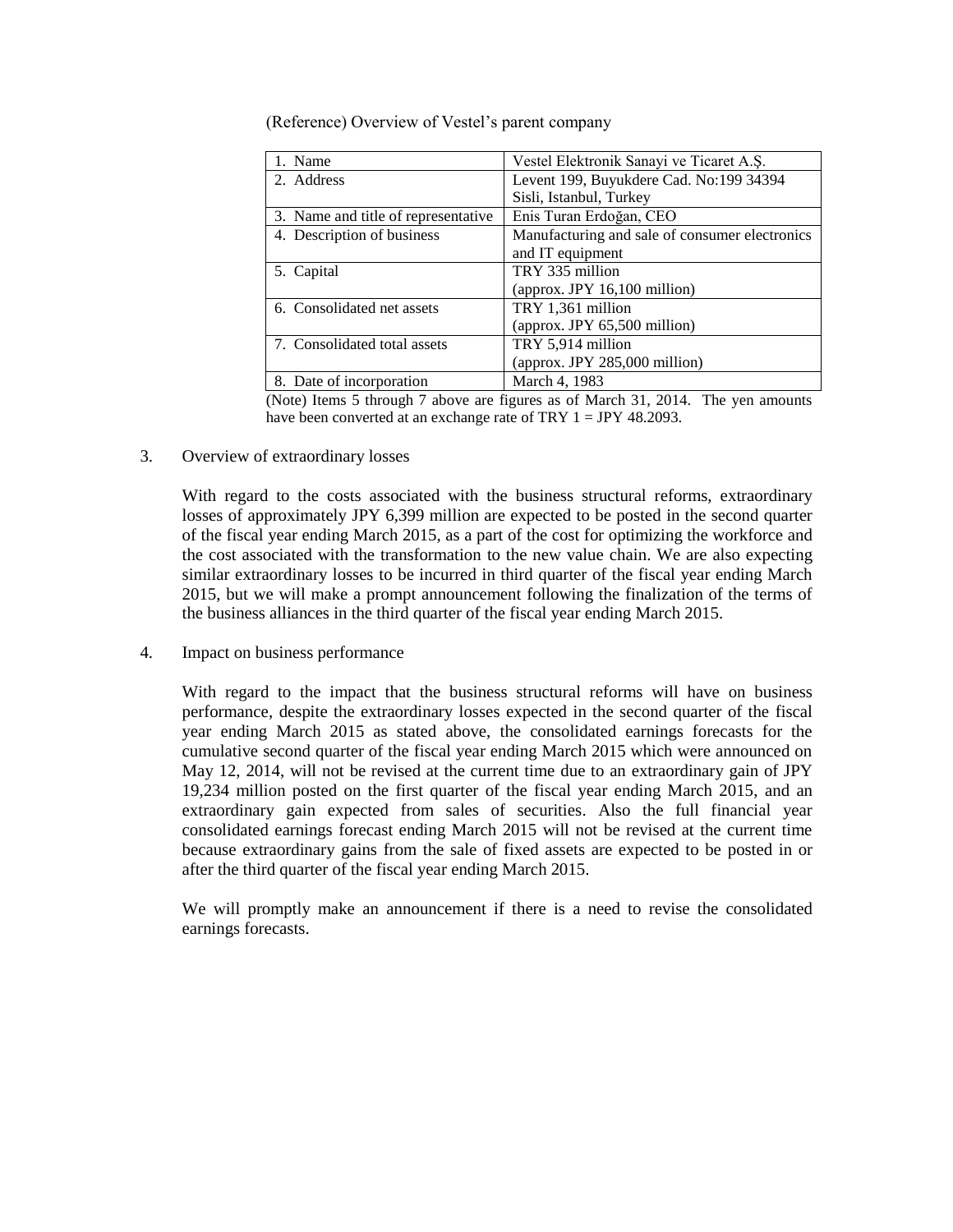(Reference) Overview of Vestel's parent company

| | |
|---|---|
| 1. Name | Vestel Elektronik Sanayi ve Ticaret A.Ş. |
| 2. Address | Levent 199, Buyukdere Cad. No:199 34394 Sisli, Istanbul, Turkey |
| 3. Name and title of representative | Enis Turan Erdoğan, CEO |
| 4. Description of business | Manufacturing and sale of consumer electronics and IT equipment |
| 5. Capital | TRY 335 million (approx. JPY 16,100 million) |
| 6. Consolidated net assets | TRY 1,361 million (approx. JPY 65,500 million) |
| 7. Consolidated total assets | TRY 5,914 million (approx. JPY 285,000 million) |
| 8. Date of incorporation | March 4, 1983 |

(Note) Items 5 through 7 above are figures as of March 31, 2014. The yen amounts have been converted at an exchange rate of TRY 1 = JPY 48.2093.

3. Overview of extraordinary losses

With regard to the costs associated with the business structural reforms, extraordinary losses of approximately JPY 6,399 million are expected to be posted in the second quarter of the fiscal year ending March 2015, as a part of the cost for optimizing the workforce and the cost associated with the transformation to the new value chain. We are also expecting similar extraordinary losses to be incurred in third quarter of the fiscal year ending March 2015, but we will make a prompt announcement following the finalization of the terms of the business alliances in the third quarter of the fiscal year ending March 2015.

4. Impact on business performance

With regard to the impact that the business structural reforms will have on business performance, despite the extraordinary losses expected in the second quarter of the fiscal year ending March 2015 as stated above, the consolidated earnings forecasts for the cumulative second quarter of the fiscal year ending March 2015 which were announced on May 12, 2014, will not be revised at the current time due to an extraordinary gain of JPY 19,234 million posted on the first quarter of the fiscal year ending March 2015, and an extraordinary gain expected from sales of securities. Also the full financial year consolidated earnings forecast ending March 2015 will not be revised at the current time because extraordinary gains from the sale of fixed assets are expected to be posted in or after the third quarter of the fiscal year ending March 2015.

We will promptly make an announcement if there is a need to revise the consolidated earnings forecasts.